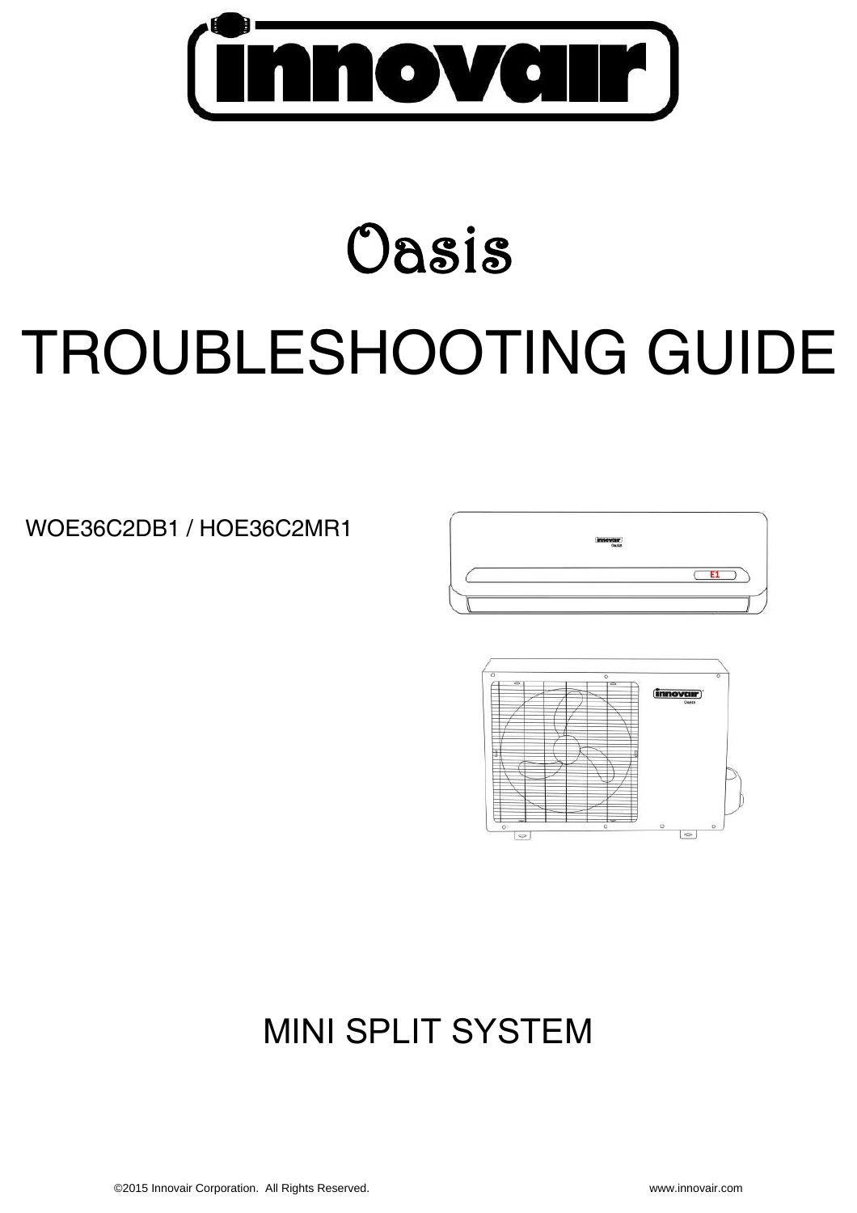# innovair

# Oasis

# TROUBLESHOOTING GUIDE

WOE36C2DB1 / HOE36C2MR1

MINI SPLIT SYSTEM

©2015 Innovair Corporation. All Rights Reserved. www.innovair.com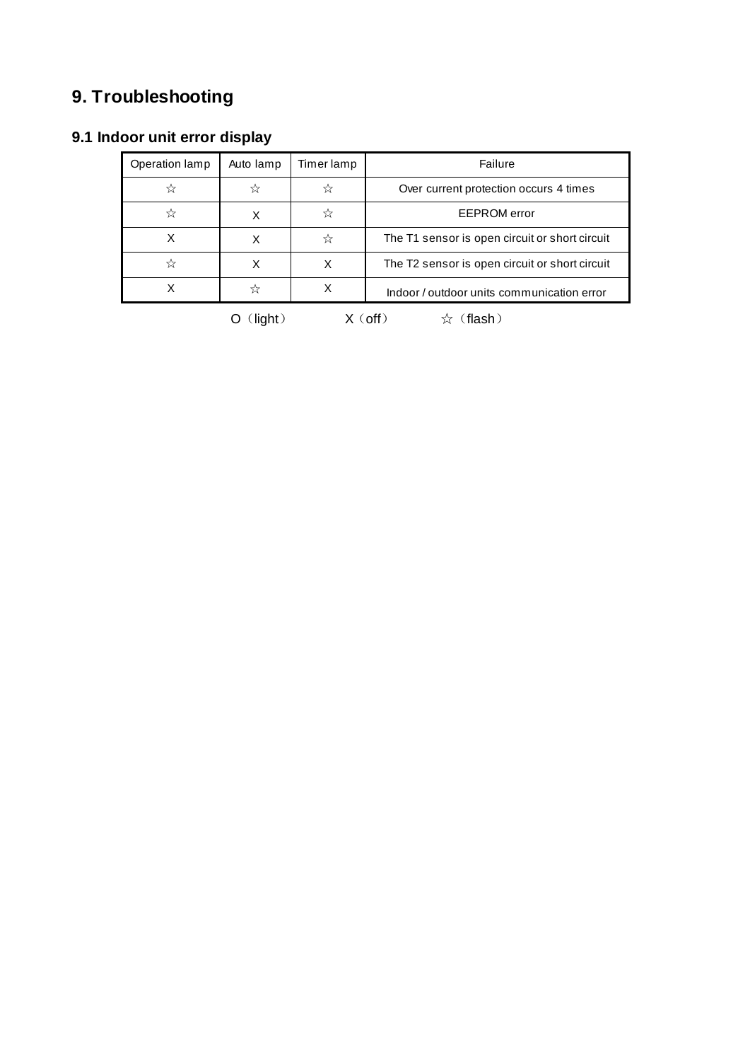# 9. Troubleshooting

## 9.1 Indoor unit error display

| Operation lamp | Auto lamp | Timer lamp | Failure |
|---|---|---|---|
| ☆ | ☆ | ☆ | Over current protection occurs 4 times |
| ☆ | X | ☆ | EEPROM error |
| X | X | ☆ | The T1 sensor is open circuit or short circuit |
| ☆ | X | X | The T2 sensor is open circuit or short circuit |
| X | ☆ | X | Indoor / outdoor units communication error |

O（light）　X（off）　☆（flash）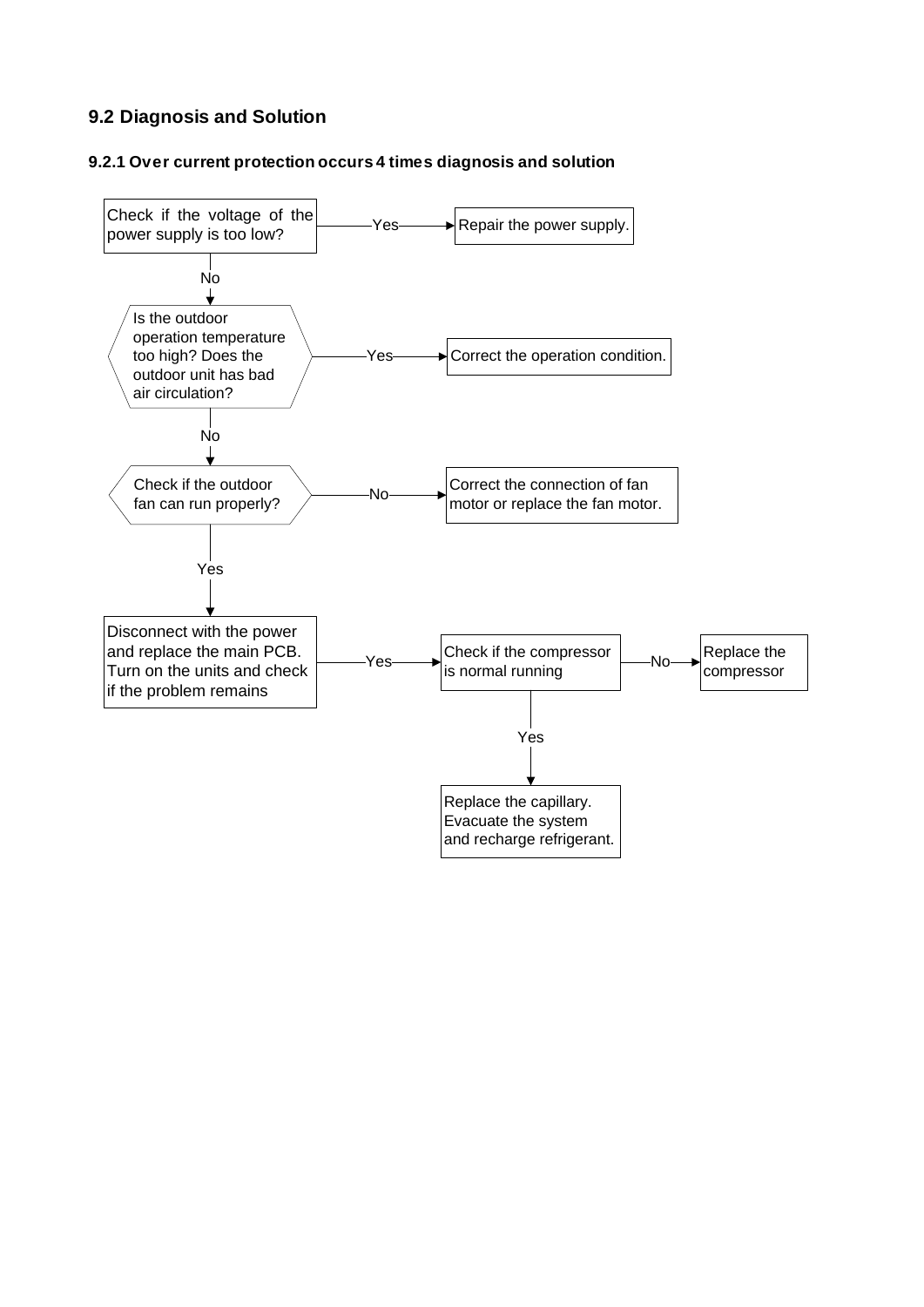## 9.2 Diagnosis and Solution

### 9.2.1 Over current protection occurs 4 times diagnosis and solution

Check if the voltage of the power supply is too low?

- Yes → Repair the power supply.
- No ↓

Is the outdoor operation temperature too high? Does the outdoor unit has bad air circulation?

- Yes → Correct the operation condition.
- No ↓

Check if the outdoor fan can run properly?

- No → Correct the connection of fan motor or replace the fan motor.
- Yes ↓

Disconnect with the power and replace the main PCB. Turn on the units and check if the problem remains

- Yes → Check if the compressor is normal running
  - No → Replace the compressor
  - Yes → Replace the capillary. Evacuate the system and recharge refrigerant.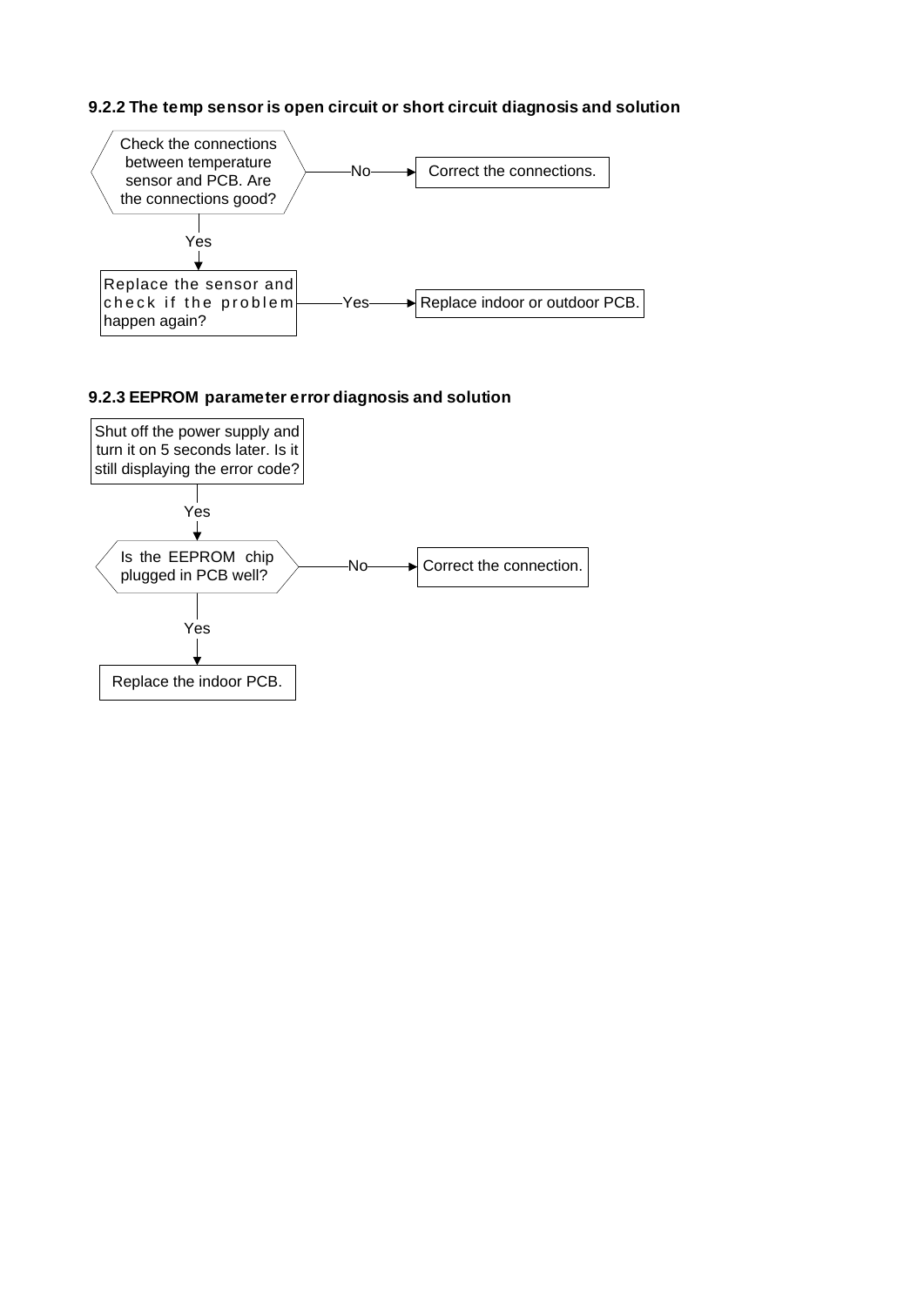### 9.2.2 The temp sensor is open circuit or short circuit diagnosis and solution

Check the connections between temperature sensor and PCB. Are the connections good?

- No → Correct the connections.
- Yes ↓

Replace the sensor and check if the problem happen again?

- Yes → Replace indoor or outdoor PCB.

### 9.2.3 EEPROM parameter error diagnosis and solution

Shut off the power supply and turn it on 5 seconds later. Is it still displaying the error code?

- Yes ↓

Is the EEPROM chip plugged in PCB well?

- No → Correct the connection.
- Yes ↓

Replace the indoor PCB.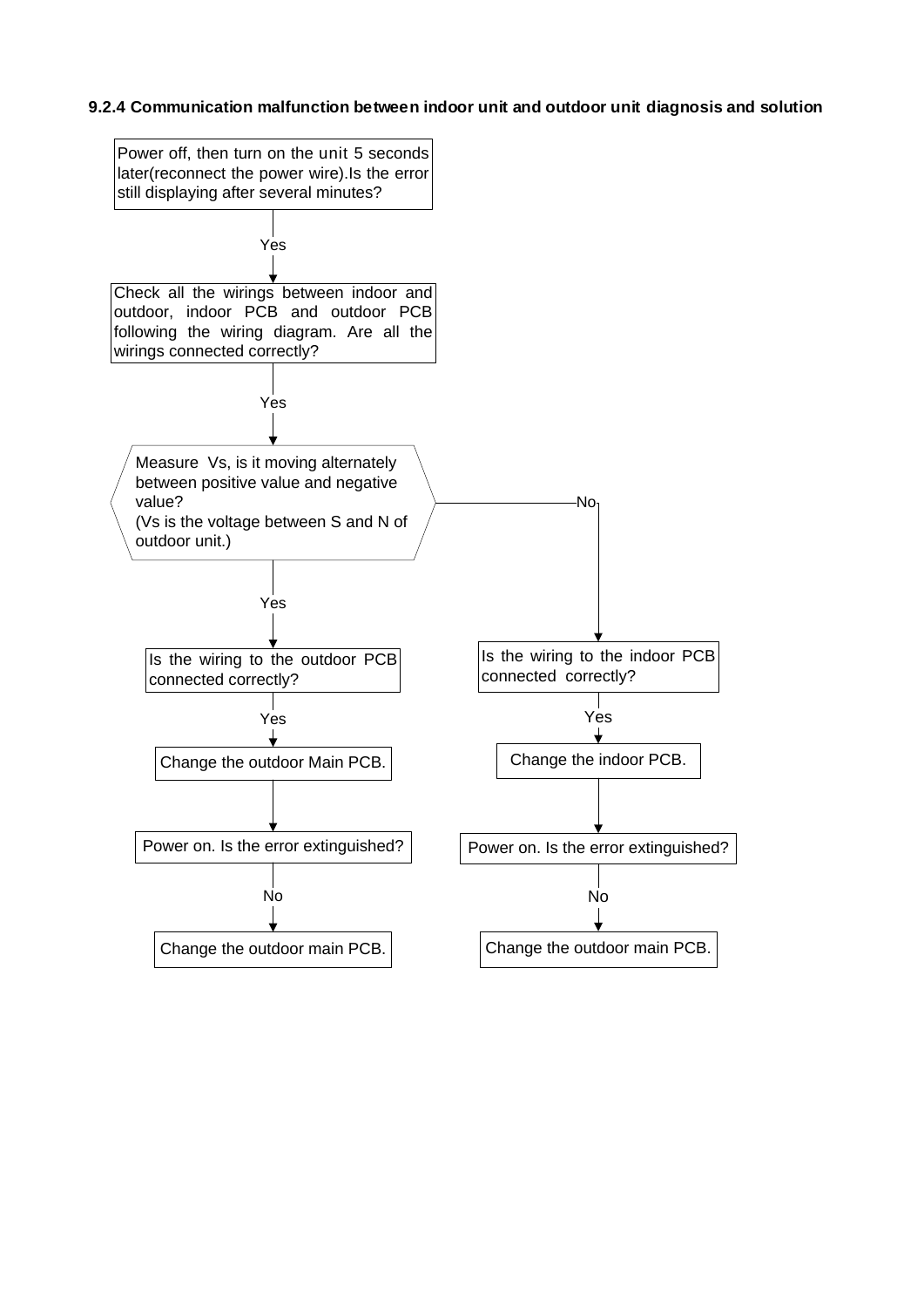**9.2.4 Communication malfunction between indoor unit and outdoor unit diagnosis and solution**

Power off, then turn on the unit 5 seconds later(reconnect the power wire).Is the error still displaying after several minutes?

Yes

Check all the wirings between indoor and outdoor, indoor PCB and outdoor PCB following the wiring diagram. Are all the wirings connected correctly?

Yes

Measure Vs, is it moving alternately between positive value and negative value?
(Vs is the voltage between S and N of outdoor unit.)

No

Yes

Is the wiring to the outdoor PCB connected correctly?

Is the wiring to the indoor PCB connected correctly?

Yes

Yes

Change the outdoor Main PCB.

Change the indoor PCB.

Power on. Is the error extinguished?

Power on. Is the error extinguished?

No

No

Change the outdoor main PCB.

Change the outdoor main PCB.